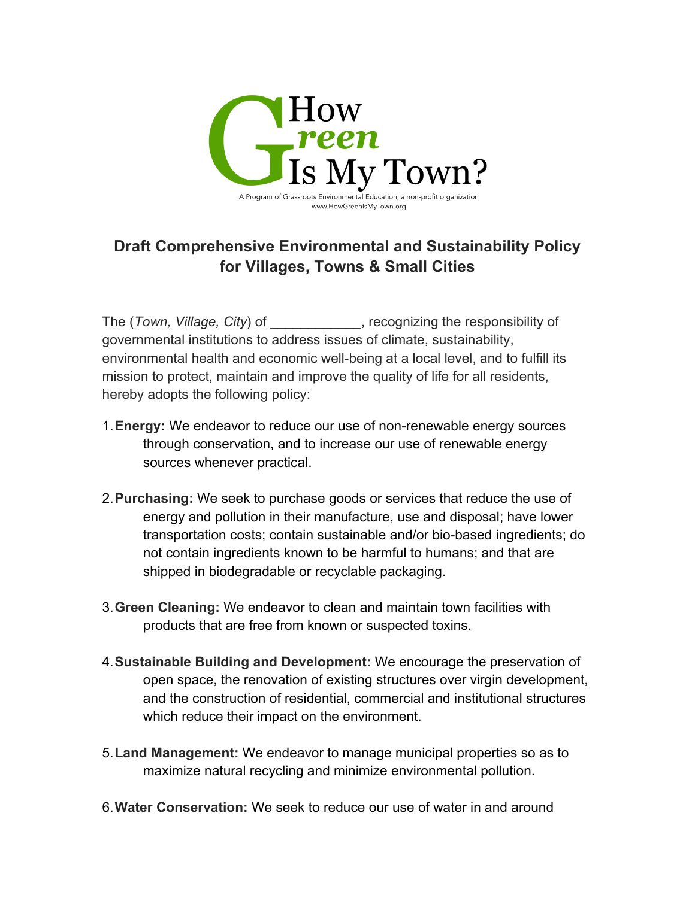How Green Is My Town?

A Program of Grassroots Environmental Education, a non-profit organization
www.HowGreenIsMyTown.org

## Draft Comprehensive Environmental and Sustainability Policy for Villages, Towns & Small Cities

The (*Town, Village, City*) of ____________, recognizing the responsibility of governmental institutions to address issues of climate, sustainability, environmental health and economic well-being at a local level, and to fulfill its mission to protect, maintain and improve the quality of life for all residents, hereby adopts the following policy:

1. **Energy:** We endeavor to reduce our use of non-renewable energy sources through conservation, and to increase our use of renewable energy sources whenever practical.

2. **Purchasing:** We seek to purchase goods or services that reduce the use of energy and pollution in their manufacture, use and disposal; have lower transportation costs; contain sustainable and/or bio-based ingredients; do not contain ingredients known to be harmful to humans; and that are shipped in biodegradable or recyclable packaging.

3. **Green Cleaning:** We endeavor to clean and maintain town facilities with products that are free from known or suspected toxins.

4. **Sustainable Building and Development:** We encourage the preservation of open space, the renovation of existing structures over virgin development, and the construction of residential, commercial and institutional structures which reduce their impact on the environment.

5. **Land Management:** We endeavor to manage municipal properties so as to maximize natural recycling and minimize environmental pollution.

6. **Water Conservation:** We seek to reduce our use of water in and around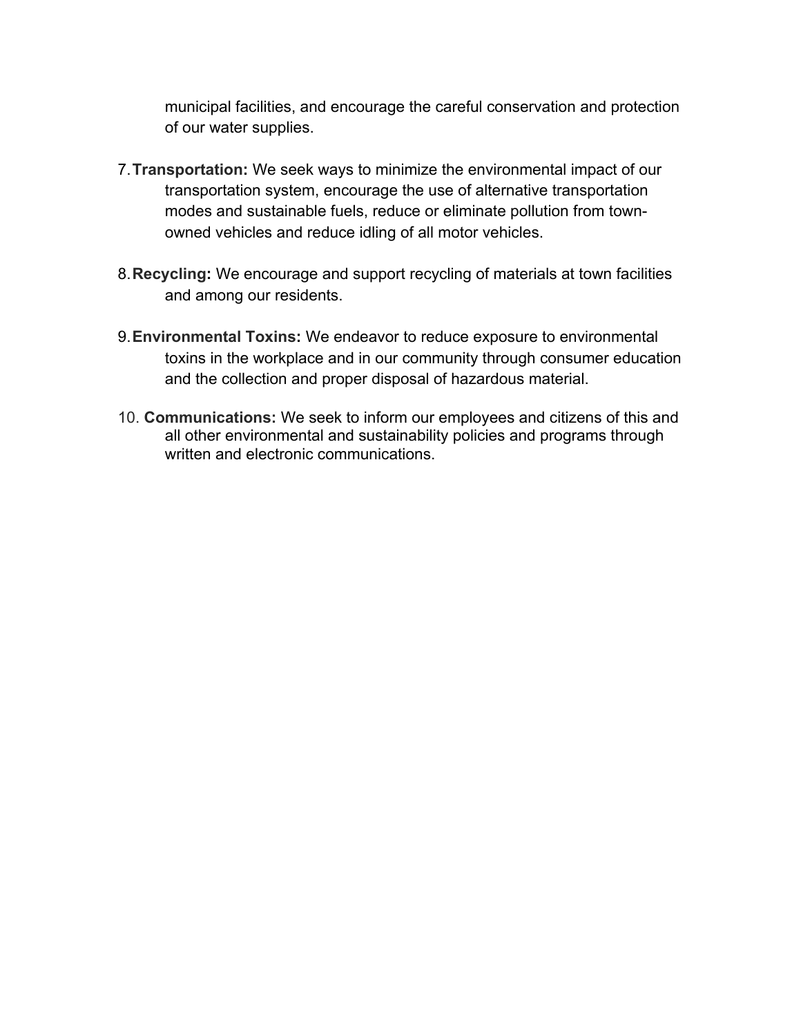municipal facilities, and encourage the careful conservation and protection of our water supplies.

7. **Transportation:** We seek ways to minimize the environmental impact of our transportation system, encourage the use of alternative transportation modes and sustainable fuels, reduce or eliminate pollution from town-owned vehicles and reduce idling of all motor vehicles.

8. **Recycling:** We encourage and support recycling of materials at town facilities and among our residents.

9. **Environmental Toxins:** We endeavor to reduce exposure to environmental toxins in the workplace and in our community through consumer education and the collection and proper disposal of hazardous material.

10. **Communications:** We seek to inform our employees and citizens of this and all other environmental and sustainability policies and programs through written and electronic communications.